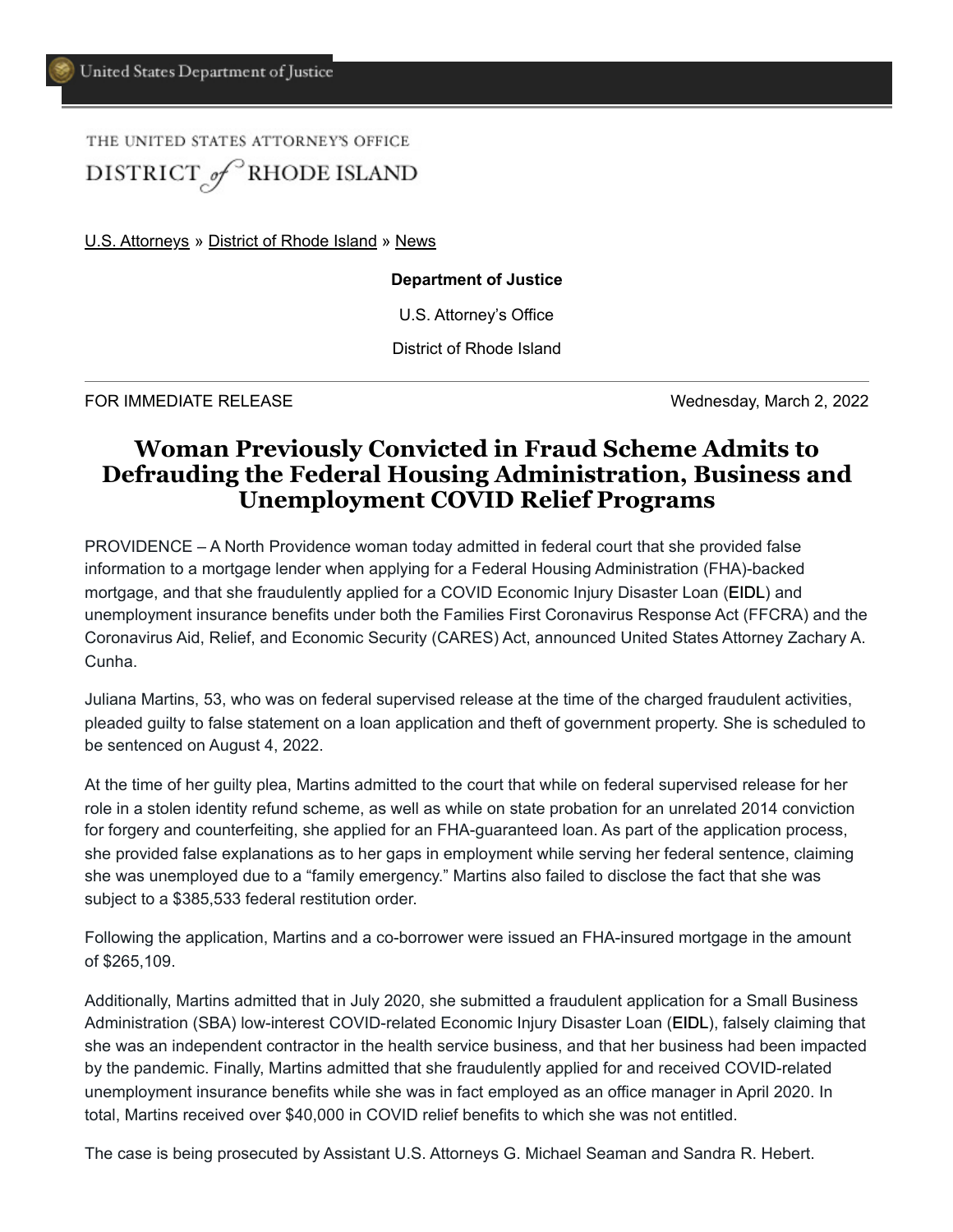United States Department of Justice

THE UNITED STATES ATTORNEY'S OFFICE

DISTRICT of RHODE ISLAND

U.S. Attorneys » District of Rhode Island » News

**Department of Justice**

U.S. Attorney's Office

District of Rhode Island

FOR IMMEDIATE RELEASE Wednesday, March 2, 2022

# Woman Previously Convicted in Fraud Scheme Admits to Defrauding the Federal Housing Administration, Business and Unemployment COVID Relief Programs

PROVIDENCE – A North Providence woman today admitted in federal court that she provided false information to a mortgage lender when applying for a Federal Housing Administration (FHA)-backed mortgage, and that she fraudulently applied for a COVID Economic Injury Disaster Loan (EIDL) and unemployment insurance benefits under both the Families First Coronavirus Response Act (FFCRA) and the Coronavirus Aid, Relief, and Economic Security (CARES) Act, announced United States Attorney Zachary A. Cunha.

Juliana Martins, 53, who was on federal supervised release at the time of the charged fraudulent activities, pleaded guilty to false statement on a loan application and theft of government property. She is scheduled to be sentenced on August 4, 2022.

At the time of her guilty plea, Martins admitted to the court that while on federal supervised release for her role in a stolen identity refund scheme, as well as while on state probation for an unrelated 2014 conviction for forgery and counterfeiting, she applied for an FHA-guaranteed loan. As part of the application process, she provided false explanations as to her gaps in employment while serving her federal sentence, claiming she was unemployed due to a "family emergency." Martins also failed to disclose the fact that she was subject to a $385,533 federal restitution order.

Following the application, Martins and a co-borrower were issued an FHA-insured mortgage in the amount of $265,109.

Additionally, Martins admitted that in July 2020, she submitted a fraudulent application for a Small Business Administration (SBA) low-interest COVID-related Economic Injury Disaster Loan (EIDL), falsely claiming that she was an independent contractor in the health service business, and that her business had been impacted by the pandemic. Finally, Martins admitted that she fraudulently applied for and received COVID-related unemployment insurance benefits while she was in fact employed as an office manager in April 2020. In total, Martins received over $40,000 in COVID relief benefits to which she was not entitled.

The case is being prosecuted by Assistant U.S. Attorneys G. Michael Seaman and Sandra R. Hebert.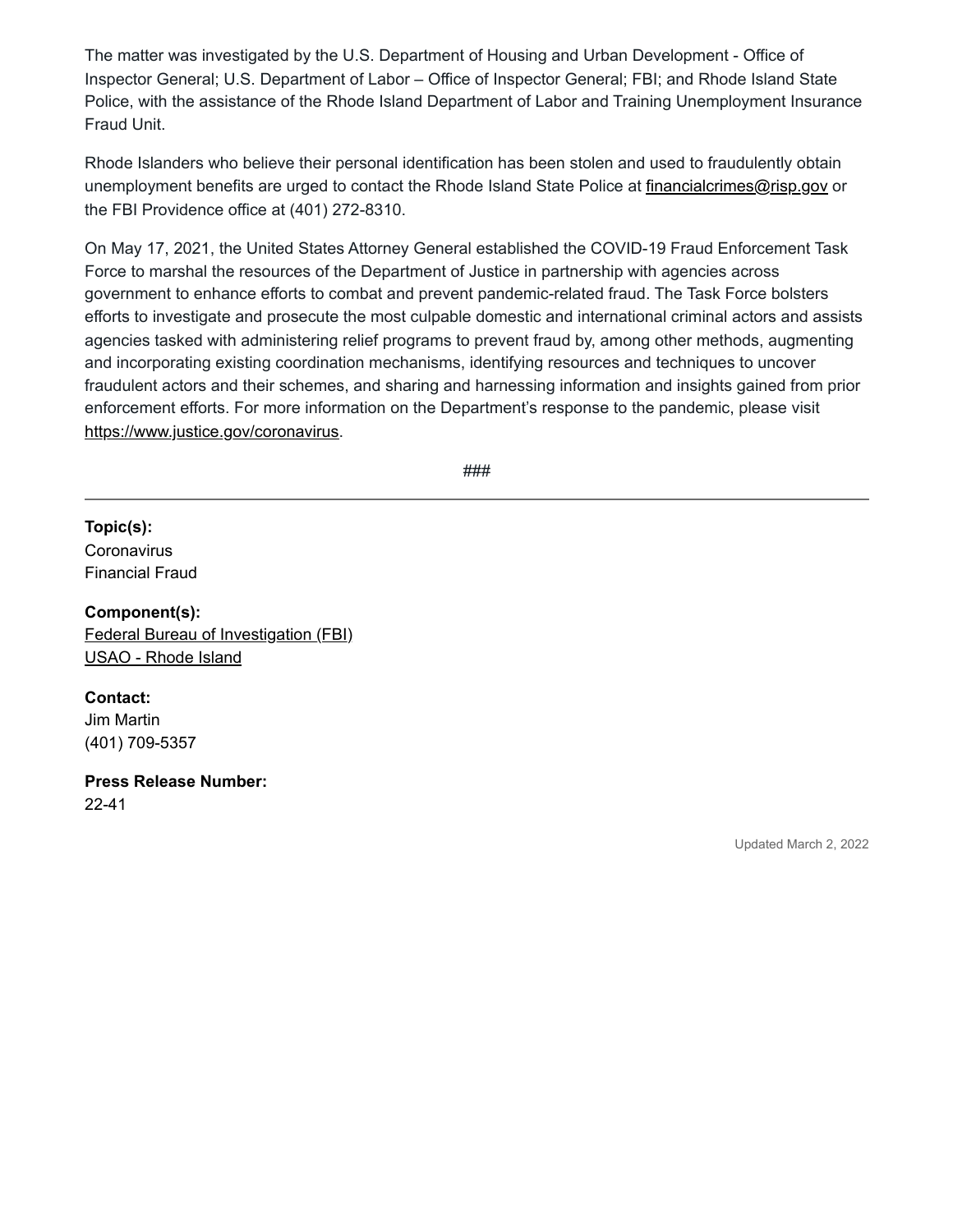The matter was investigated by the U.S. Department of Housing and Urban Development - Office of Inspector General; U.S. Department of Labor – Office of Inspector General; FBI; and Rhode Island State Police, with the assistance of the Rhode Island Department of Labor and Training Unemployment Insurance Fraud Unit.

Rhode Islanders who believe their personal identification has been stolen and used to fraudulently obtain unemployment benefits are urged to contact the Rhode Island State Police at financialcrimes@risp.gov or the FBI Providence office at (401) 272-8310.

On May 17, 2021, the United States Attorney General established the COVID-19 Fraud Enforcement Task Force to marshal the resources of the Department of Justice in partnership with agencies across government to enhance efforts to combat and prevent pandemic-related fraud. The Task Force bolsters efforts to investigate and prosecute the most culpable domestic and international criminal actors and assists agencies tasked with administering relief programs to prevent fraud by, among other methods, augmenting and incorporating existing coordination mechanisms, identifying resources and techniques to uncover fraudulent actors and their schemes, and sharing and harnessing information and insights gained from prior enforcement efforts. For more information on the Department's response to the pandemic, please visit https://www.justice.gov/coronavirus.

###

---

**Topic(s):**
Coronavirus
Financial Fraud

**Component(s):**
Federal Bureau of Investigation (FBI)
USAO - Rhode Island

**Contact:**
Jim Martin
(401) 709-5357

**Press Release Number:**
22-41

Updated March 2, 2022